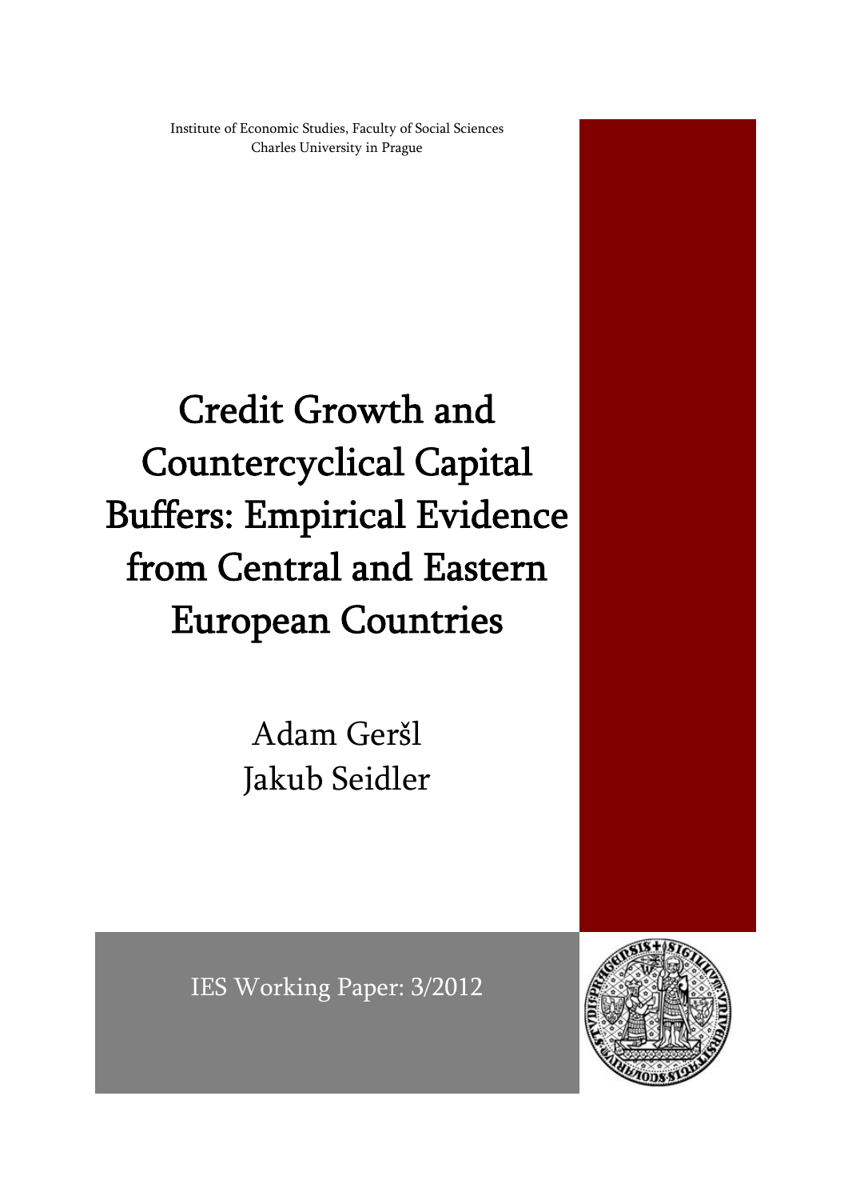Institute of Economic Studies, Faculty of Social Sciences
Charles University in Prague

# Credit Growth and Countercyclical Capital Buffers: Empirical Evidence from Central and Eastern European Countries

Adam Geršl
Jakub Seidler

IES Working Paper: 3/2012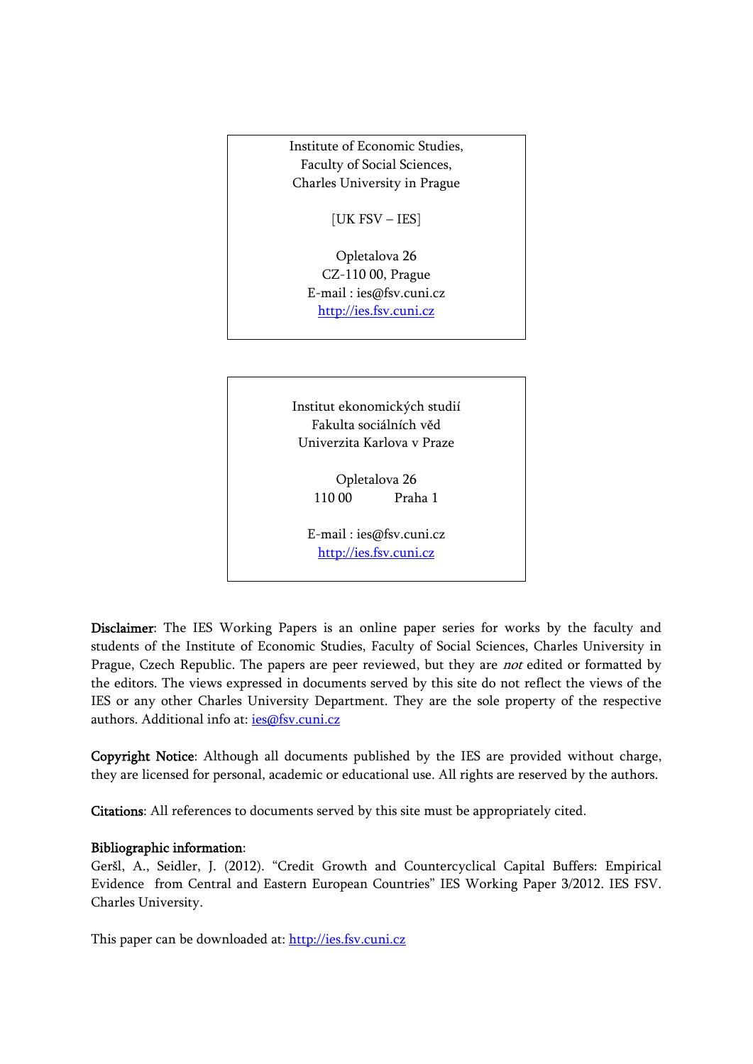Institute of Economic Studies,
Faculty of Social Sciences,
Charles University in Prague

[UK FSV – IES]

Opletalova 26
CZ-110 00, Prague
E-mail : ies@fsv.cuni.cz
http://ies.fsv.cuni.cz

---

Institut ekonomických studií
Fakulta sociálních věd
Univerzita Karlova v Praze

Opletalova 26
110 00 Praha 1

E-mail : ies@fsv.cuni.cz
http://ies.fsv.cuni.cz

---

**Disclaimer**: The IES Working Papers is an online paper series for works by the faculty and students of the Institute of Economic Studies, Faculty of Social Sciences, Charles University in Prague, Czech Republic. The papers are peer reviewed, but they are *not* edited or formatted by the editors. The views expressed in documents served by this site do not reflect the views of the IES or any other Charles University Department. They are the sole property of the respective authors. Additional info at: ies@fsv.cuni.cz

**Copyright Notice**: Although all documents published by the IES are provided without charge, they are licensed for personal, academic or educational use. All rights are reserved by the authors.

**Citations**: All references to documents served by this site must be appropriately cited.

**Bibliographic information**:
Geršl, A., Seidler, J. (2012). "Credit Growth and Countercyclical Capital Buffers: Empirical Evidence from Central and Eastern European Countries" IES Working Paper 3/2012. IES FSV. Charles University.

This paper can be downloaded at: http://ies.fsv.cuni.cz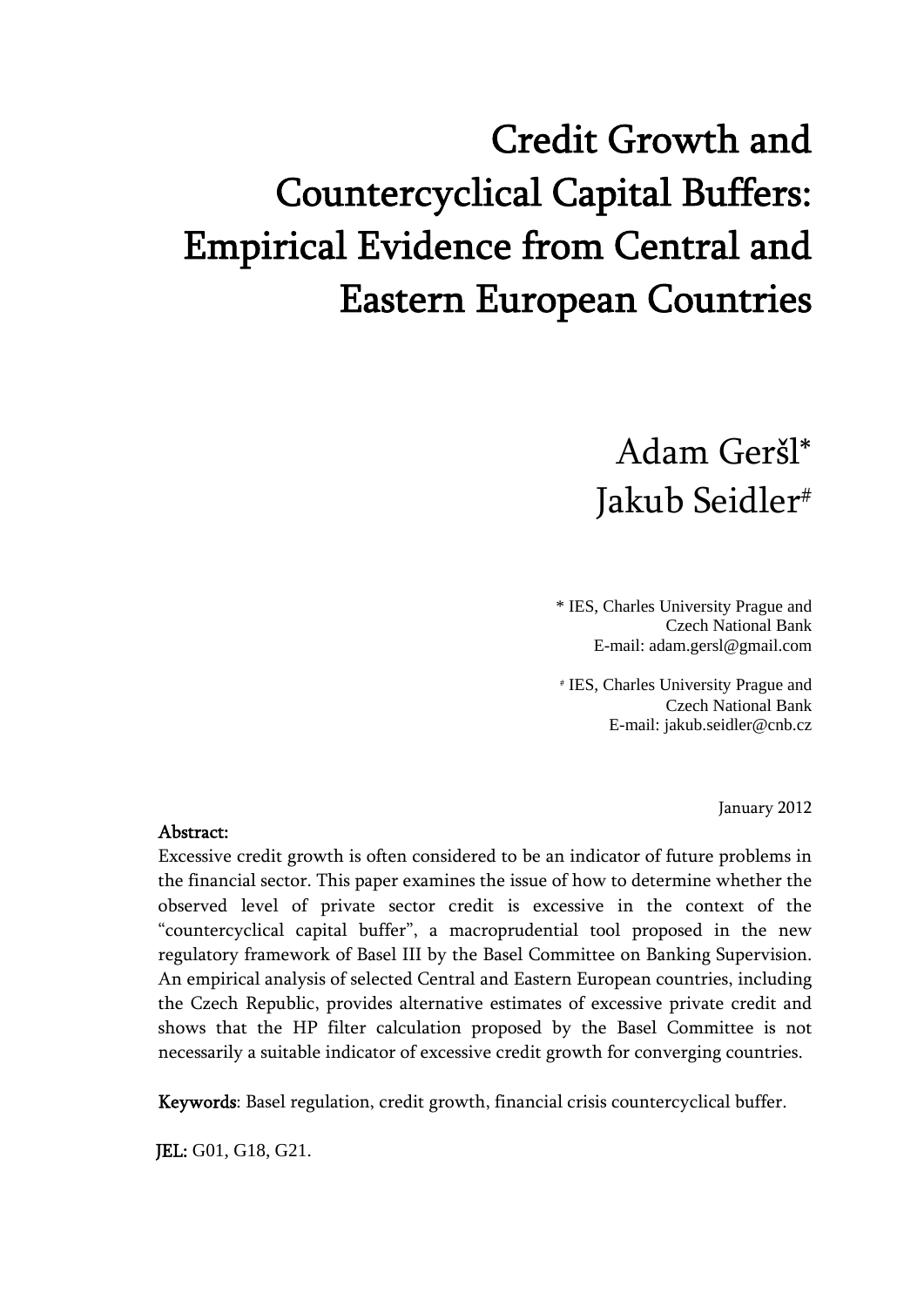# Credit Growth and Countercyclical Capital Buffers: Empirical Evidence from Central and Eastern European Countries

Adam Geršl*
Jakub Seidler#

\* IES, Charles University Prague and Czech National Bank
E-mail: adam.gersl@gmail.com

\# IES, Charles University Prague and Czech National Bank
E-mail: jakub.seidler@cnb.cz

January 2012

**Abstract:**

Excessive credit growth is often considered to be an indicator of future problems in the financial sector. This paper examines the issue of how to determine whether the observed level of private sector credit is excessive in the context of the "countercyclical capital buffer", a macroprudential tool proposed in the new regulatory framework of Basel III by the Basel Committee on Banking Supervision. An empirical analysis of selected Central and Eastern European countries, including the Czech Republic, provides alternative estimates of excessive private credit and shows that the HP filter calculation proposed by the Basel Committee is not necessarily a suitable indicator of excessive credit growth for converging countries.

**Keywords**: Basel regulation, credit growth, financial crisis countercyclical buffer.

**JEL:** G01, G18, G21.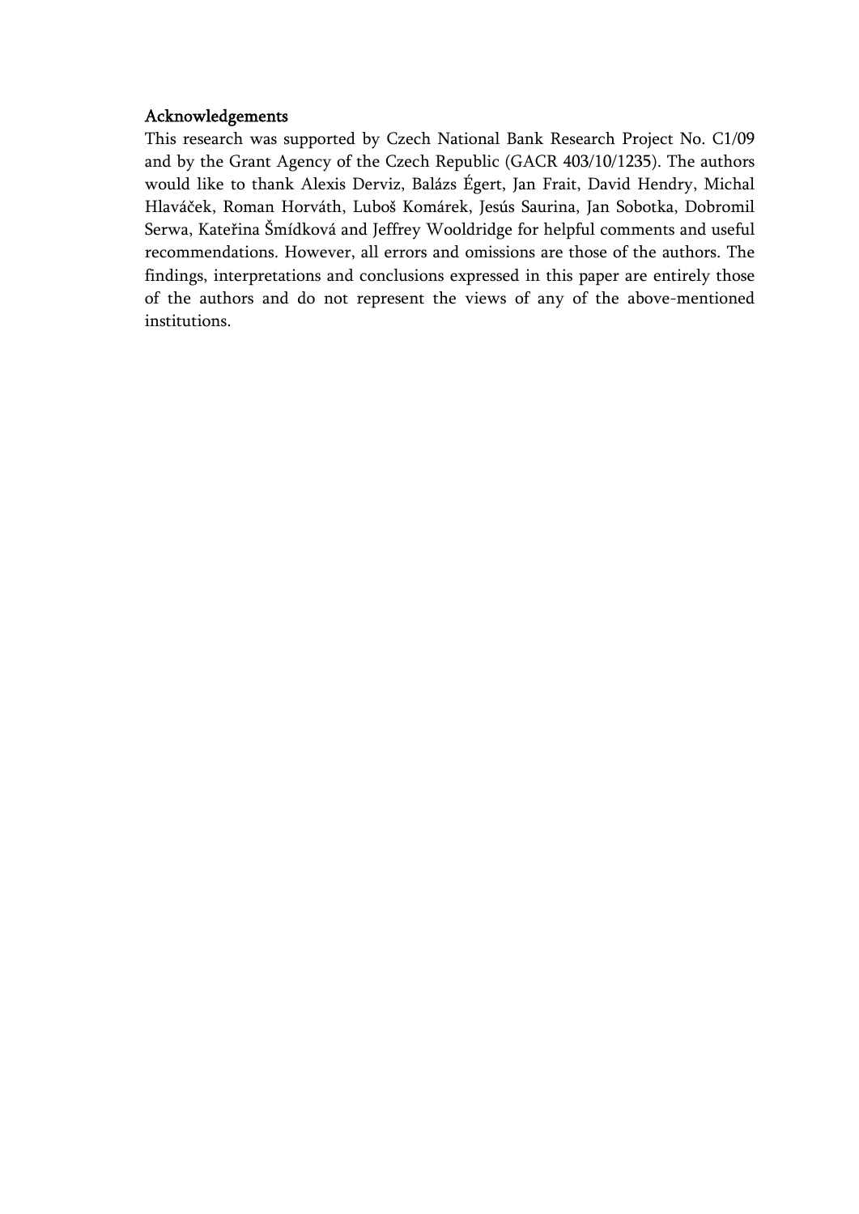## Acknowledgements

This research was supported by Czech National Bank Research Project No. C1/09 and by the Grant Agency of the Czech Republic (GACR 403/10/1235). The authors would like to thank Alexis Derviz, Balázs Égert, Jan Frait, David Hendry, Michal Hlaváček, Roman Horváth, Luboš Komárek, Jesús Saurina, Jan Sobotka, Dobromil Serwa, Kateřina Šmídková and Jeffrey Wooldridge for helpful comments and useful recommendations. However, all errors and omissions are those of the authors. The findings, interpretations and conclusions expressed in this paper are entirely those of the authors and do not represent the views of any of the above-mentioned institutions.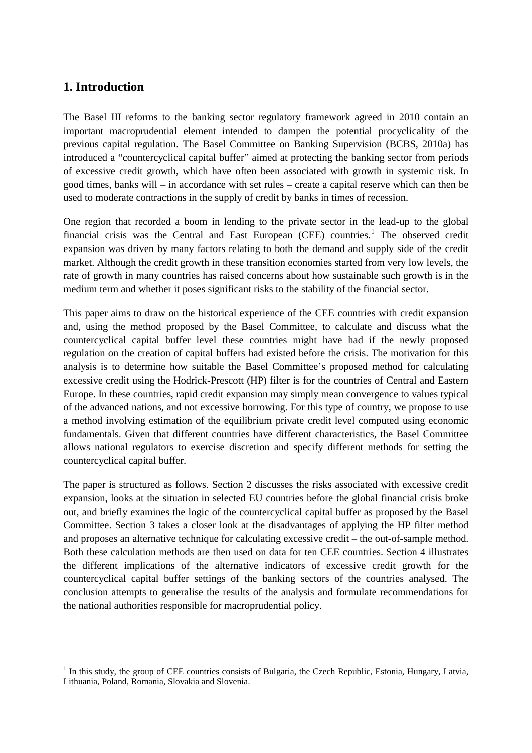## 1. Introduction

The Basel III reforms to the banking sector regulatory framework agreed in 2010 contain an important macroprudential element intended to dampen the potential procyclicality of the previous capital regulation. The Basel Committee on Banking Supervision (BCBS, 2010a) has introduced a "countercyclical capital buffer" aimed at protecting the banking sector from periods of excessive credit growth, which have often been associated with growth in systemic risk. In good times, banks will – in accordance with set rules – create a capital reserve which can then be used to moderate contractions in the supply of credit by banks in times of recession.

One region that recorded a boom in lending to the private sector in the lead-up to the global financial crisis was the Central and East European (CEE) countries.[1] The observed credit expansion was driven by many factors relating to both the demand and supply side of the credit market. Although the credit growth in these transition economies started from very low levels, the rate of growth in many countries has raised concerns about how sustainable such growth is in the medium term and whether it poses significant risks to the stability of the financial sector.

This paper aims to draw on the historical experience of the CEE countries with credit expansion and, using the method proposed by the Basel Committee, to calculate and discuss what the countercyclical capital buffer level these countries might have had if the newly proposed regulation on the creation of capital buffers had existed before the crisis. The motivation for this analysis is to determine how suitable the Basel Committee's proposed method for calculating excessive credit using the Hodrick-Prescott (HP) filter is for the countries of Central and Eastern Europe. In these countries, rapid credit expansion may simply mean convergence to values typical of the advanced nations, and not excessive borrowing. For this type of country, we propose to use a method involving estimation of the equilibrium private credit level computed using economic fundamentals. Given that different countries have different characteristics, the Basel Committee allows national regulators to exercise discretion and specify different methods for setting the countercyclical capital buffer.

The paper is structured as follows. Section 2 discusses the risks associated with excessive credit expansion, looks at the situation in selected EU countries before the global financial crisis broke out, and briefly examines the logic of the countercyclical capital buffer as proposed by the Basel Committee. Section 3 takes a closer look at the disadvantages of applying the HP filter method and proposes an alternative technique for calculating excessive credit – the out-of-sample method. Both these calculation methods are then used on data for ten CEE countries. Section 4 illustrates the different implications of the alternative indicators of excessive credit growth for the countercyclical capital buffer settings of the banking sectors of the countries analysed. The conclusion attempts to generalise the results of the analysis and formulate recommendations for the national authorities responsible for macroprudential policy.

[1] In this study, the group of CEE countries consists of Bulgaria, the Czech Republic, Estonia, Hungary, Latvia, Lithuania, Poland, Romania, Slovakia and Slovenia.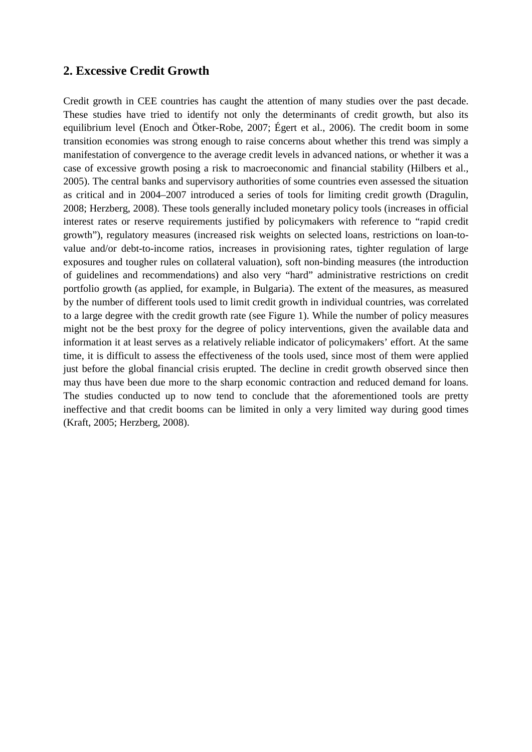## 2. Excessive Credit Growth

Credit growth in CEE countries has caught the attention of many studies over the past decade. These studies have tried to identify not only the determinants of credit growth, but also its equilibrium level (Enoch and Ötker-Robe, 2007; Égert et al., 2006). The credit boom in some transition economies was strong enough to raise concerns about whether this trend was simply a manifestation of convergence to the average credit levels in advanced nations, or whether it was a case of excessive growth posing a risk to macroeconomic and financial stability (Hilbers et al., 2005). The central banks and supervisory authorities of some countries even assessed the situation as critical and in 2004–2007 introduced a series of tools for limiting credit growth (Dragulin, 2008; Herzberg, 2008). These tools generally included monetary policy tools (increases in official interest rates or reserve requirements justified by policymakers with reference to "rapid credit growth"), regulatory measures (increased risk weights on selected loans, restrictions on loan-to-value and/or debt-to-income ratios, increases in provisioning rates, tighter regulation of large exposures and tougher rules on collateral valuation), soft non-binding measures (the introduction of guidelines and recommendations) and also very "hard" administrative restrictions on credit portfolio growth (as applied, for example, in Bulgaria). The extent of the measures, as measured by the number of different tools used to limit credit growth in individual countries, was correlated to a large degree with the credit growth rate (see Figure 1). While the number of policy measures might not be the best proxy for the degree of policy interventions, given the available data and information it at least serves as a relatively reliable indicator of policymakers' effort. At the same time, it is difficult to assess the effectiveness of the tools used, since most of them were applied just before the global financial crisis erupted. The decline in credit growth observed since then may thus have been due more to the sharp economic contraction and reduced demand for loans. The studies conducted up to now tend to conclude that the aforementioned tools are pretty ineffective and that credit booms can be limited in only a very limited way during good times (Kraft, 2005; Herzberg, 2008).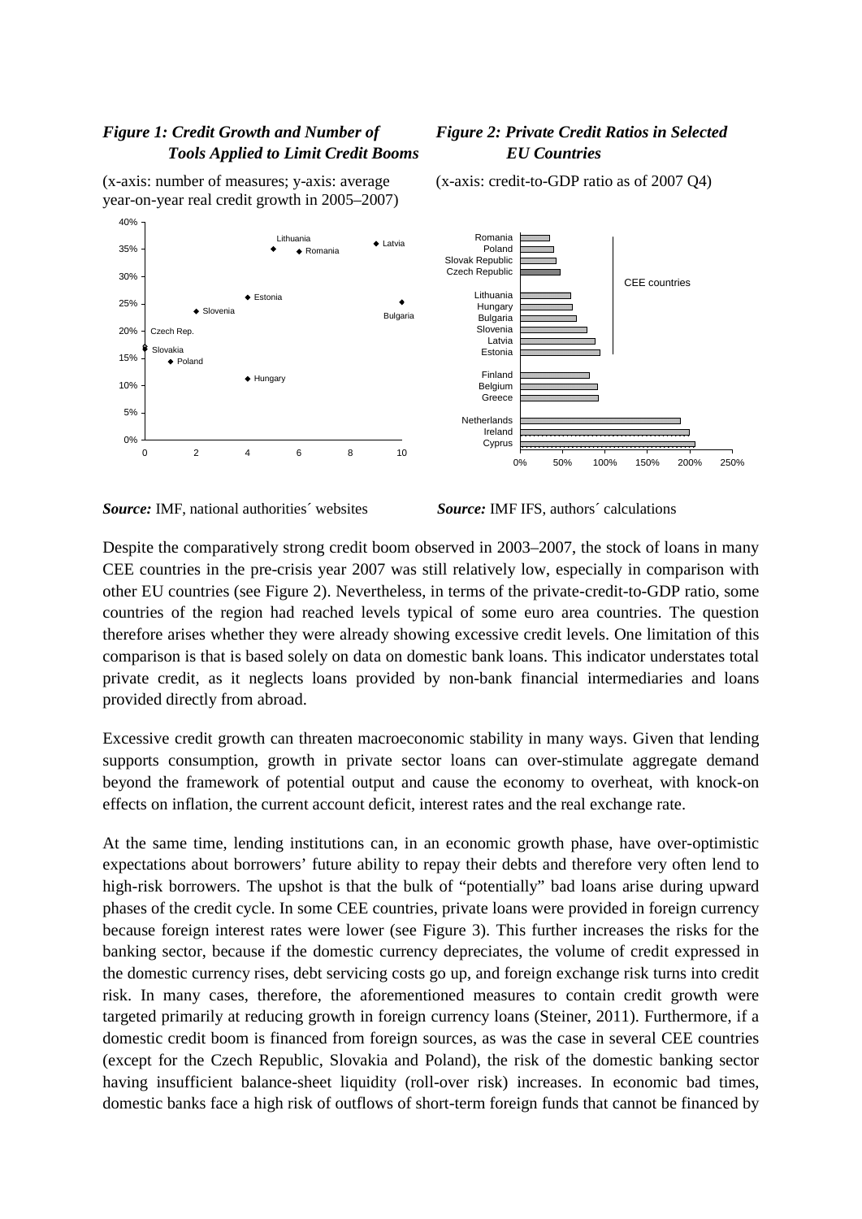*Figure 1: Credit Growth and Number of Tools Applied to Limit Credit Booms*

(x-axis: number of measures; y-axis: average year-on-year real credit growth in 2005–2007)

*Source:* IMF, national authorities´ websites

*Figure 2: Private Credit Ratios in Selected EU Countries*

(x-axis: credit-to-GDP ratio as of 2007 Q4)

*Source:* IMF IFS, authors´ calculations

Despite the comparatively strong credit boom observed in 2003–2007, the stock of loans in many CEE countries in the pre-crisis year 2007 was still relatively low, especially in comparison with other EU countries (see Figure 2). Nevertheless, in terms of the private-credit-to-GDP ratio, some countries of the region had reached levels typical of some euro area countries. The question therefore arises whether they were already showing excessive credit levels. One limitation of this comparison is that is based solely on data on domestic bank loans. This indicator understates total private credit, as it neglects loans provided by non-bank financial intermediaries and loans provided directly from abroad.

Excessive credit growth can threaten macroeconomic stability in many ways. Given that lending supports consumption, growth in private sector loans can over-stimulate aggregate demand beyond the framework of potential output and cause the economy to overheat, with knock-on effects on inflation, the current account deficit, interest rates and the real exchange rate.

At the same time, lending institutions can, in an economic growth phase, have over-optimistic expectations about borrowers' future ability to repay their debts and therefore very often lend to high-risk borrowers. The upshot is that the bulk of "potentially" bad loans arise during upward phases of the credit cycle. In some CEE countries, private loans were provided in foreign currency because foreign interest rates were lower (see Figure 3). This further increases the risks for the banking sector, because if the domestic currency depreciates, the volume of credit expressed in the domestic currency rises, debt servicing costs go up, and foreign exchange risk turns into credit risk. In many cases, therefore, the aforementioned measures to contain credit growth were targeted primarily at reducing growth in foreign currency loans (Steiner, 2011). Furthermore, if a domestic credit boom is financed from foreign sources, as was the case in several CEE countries (except for the Czech Republic, Slovakia and Poland), the risk of the domestic banking sector having insufficient balance-sheet liquidity (roll-over risk) increases. In economic bad times, domestic banks face a high risk of outflows of short-term foreign funds that cannot be financed by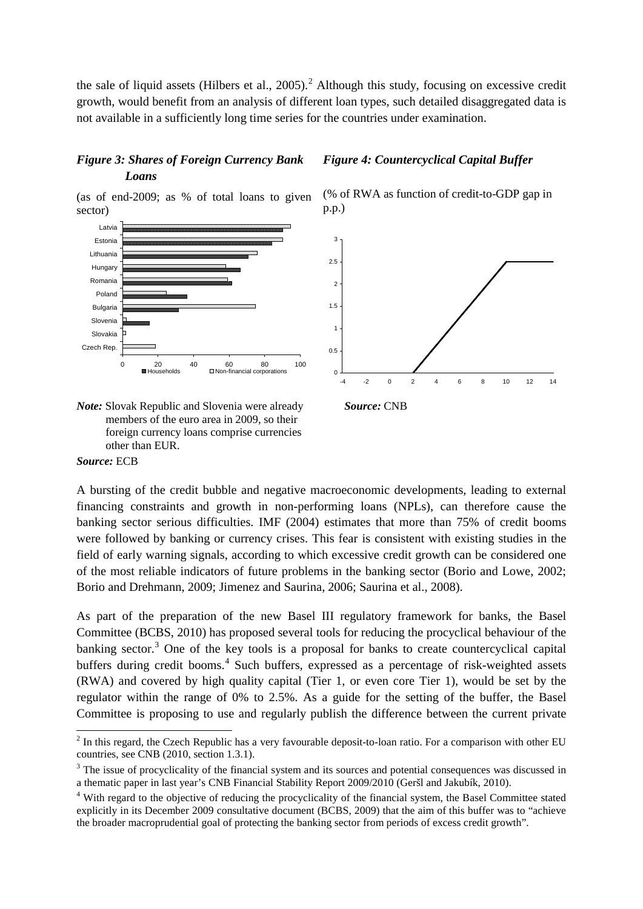the sale of liquid assets (Hilbers et al., 2005).[2] Although this study, focusing on excessive credit growth, would benefit from an analysis of different loan types, such detailed disaggregated data is not available in a sufficiently long time series for the countries under examination.

***Figure 3: Shares of Foreign Currency Bank Loans***

(as of end-2009; as % of total loans to given sector)

*Note:* Slovak Republic and Slovenia were already members of the euro area in 2009, so their foreign currency loans comprise currencies other than EUR.

***Source:*** ECB

***Figure 4: Countercyclical Capital Buffer***

(% of RWA as function of credit-to-GDP gap in p.p.)

***Source:*** CNB

A bursting of the credit bubble and negative macroeconomic developments, leading to external financing constraints and growth in non-performing loans (NPLs), can therefore cause the banking sector serious difficulties. IMF (2004) estimates that more than 75% of credit booms were followed by banking or currency crises. This fear is consistent with existing studies in the field of early warning signals, according to which excessive credit growth can be considered one of the most reliable indicators of future problems in the banking sector (Borio and Lowe, 2002; Borio and Drehmann, 2009; Jimenez and Saurina, 2006; Saurina et al., 2008).

As part of the preparation of the new Basel III regulatory framework for banks, the Basel Committee (BCBS, 2010) has proposed several tools for reducing the procyclical behaviour of the banking sector.[3] One of the key tools is a proposal for banks to create countercyclical capital buffers during credit booms.[4] Such buffers, expressed as a percentage of risk-weighted assets (RWA) and covered by high quality capital (Tier 1, or even core Tier 1), would be set by the regulator within the range of 0% to 2.5%. As a guide for the setting of the buffer, the Basel Committee is proposing to use and regularly publish the difference between the current private

---

[2] In this regard, the Czech Republic has a very favourable deposit-to-loan ratio. For a comparison with other EU countries, see CNB (2010, section 1.3.1).

[3] The issue of procyclicality of the financial system and its sources and potential consequences was discussed in a thematic paper in last year's CNB Financial Stability Report 2009/2010 (Geršl and Jakubík, 2010).

[4] With regard to the objective of reducing the procyclicality of the financial system, the Basel Committee stated explicitly in its December 2009 consultative document (BCBS, 2009) that the aim of this buffer was to "achieve the broader macroprudential goal of protecting the banking sector from periods of excess credit growth".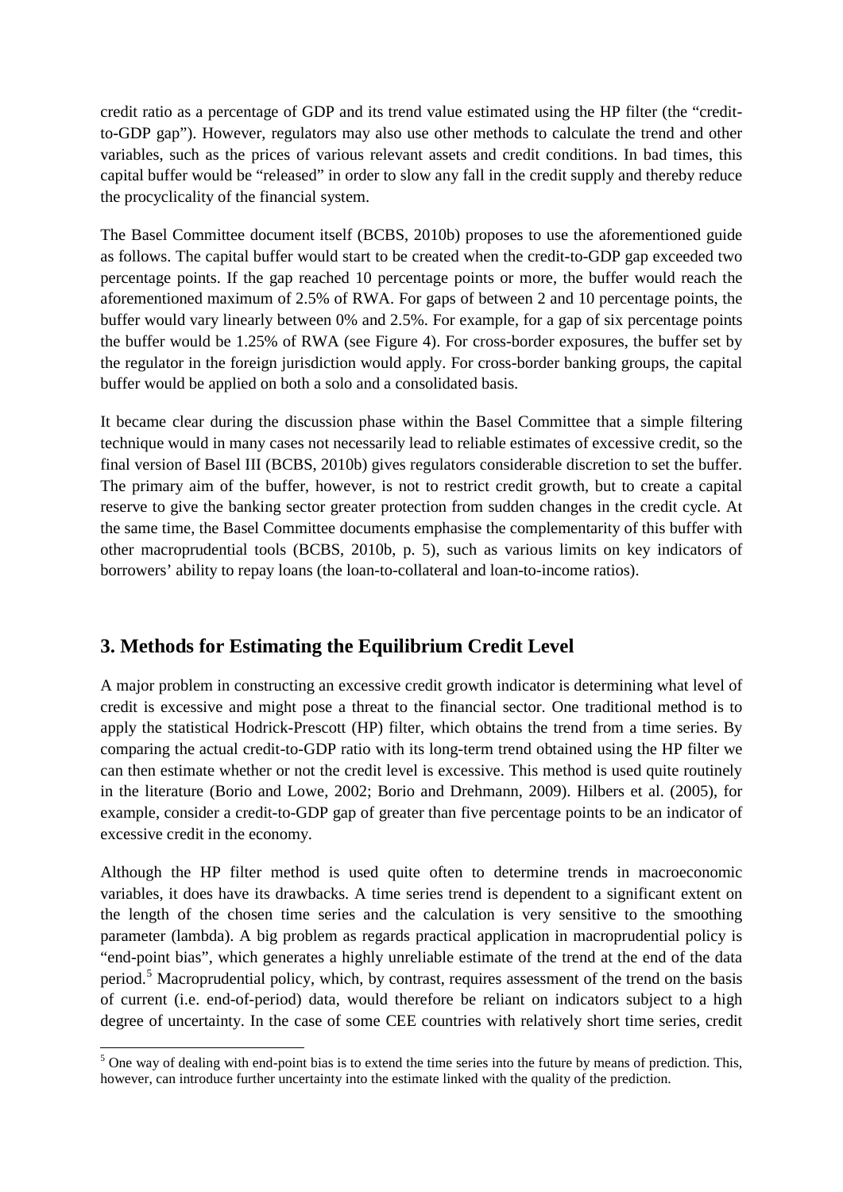credit ratio as a percentage of GDP and its trend value estimated using the HP filter (the "credit-to-GDP gap"). However, regulators may also use other methods to calculate the trend and other variables, such as the prices of various relevant assets and credit conditions. In bad times, this capital buffer would be "released" in order to slow any fall in the credit supply and thereby reduce the procyclicality of the financial system.

The Basel Committee document itself (BCBS, 2010b) proposes to use the aforementioned guide as follows. The capital buffer would start to be created when the credit-to-GDP gap exceeded two percentage points. If the gap reached 10 percentage points or more, the buffer would reach the aforementioned maximum of 2.5% of RWA. For gaps of between 2 and 10 percentage points, the buffer would vary linearly between 0% and 2.5%. For example, for a gap of six percentage points the buffer would be 1.25% of RWA (see Figure 4). For cross-border exposures, the buffer set by the regulator in the foreign jurisdiction would apply. For cross-border banking groups, the capital buffer would be applied on both a solo and a consolidated basis.

It became clear during the discussion phase within the Basel Committee that a simple filtering technique would in many cases not necessarily lead to reliable estimates of excessive credit, so the final version of Basel III (BCBS, 2010b) gives regulators considerable discretion to set the buffer. The primary aim of the buffer, however, is not to restrict credit growth, but to create a capital reserve to give the banking sector greater protection from sudden changes in the credit cycle. At the same time, the Basel Committee documents emphasise the complementarity of this buffer with other macroprudential tools (BCBS, 2010b, p. 5), such as various limits on key indicators of borrowers' ability to repay loans (the loan-to-collateral and loan-to-income ratios).

## 3. Methods for Estimating the Equilibrium Credit Level

A major problem in constructing an excessive credit growth indicator is determining what level of credit is excessive and might pose a threat to the financial sector. One traditional method is to apply the statistical Hodrick-Prescott (HP) filter, which obtains the trend from a time series. By comparing the actual credit-to-GDP ratio with its long-term trend obtained using the HP filter we can then estimate whether or not the credit level is excessive. This method is used quite routinely in the literature (Borio and Lowe, 2002; Borio and Drehmann, 2009). Hilbers et al. (2005), for example, consider a credit-to-GDP gap of greater than five percentage points to be an indicator of excessive credit in the economy.

Although the HP filter method is used quite often to determine trends in macroeconomic variables, it does have its drawbacks. A time series trend is dependent to a significant extent on the length of the chosen time series and the calculation is very sensitive to the smoothing parameter (lambda). A big problem as regards practical application in macroprudential policy is "end-point bias", which generates a highly unreliable estimate of the trend at the end of the data period.[5] Macroprudential policy, which, by contrast, requires assessment of the trend on the basis of current (i.e. end-of-period) data, would therefore be reliant on indicators subject to a high degree of uncertainty. In the case of some CEE countries with relatively short time series, credit

[5] One way of dealing with end-point bias is to extend the time series into the future by means of prediction. This, however, can introduce further uncertainty into the estimate linked with the quality of the prediction.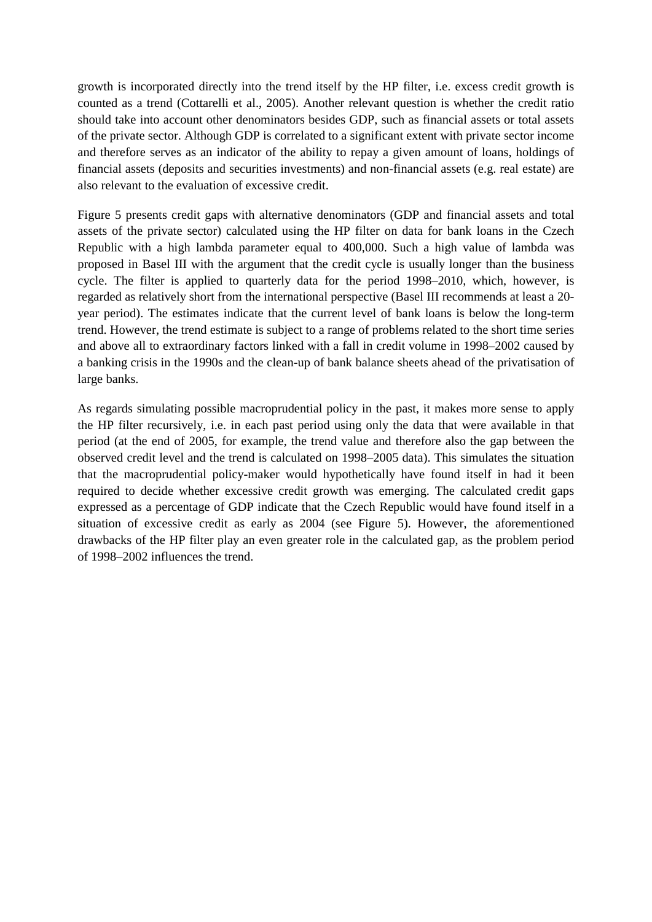growth is incorporated directly into the trend itself by the HP filter, i.e. excess credit growth is counted as a trend (Cottarelli et al., 2005). Another relevant question is whether the credit ratio should take into account other denominators besides GDP, such as financial assets or total assets of the private sector. Although GDP is correlated to a significant extent with private sector income and therefore serves as an indicator of the ability to repay a given amount of loans, holdings of financial assets (deposits and securities investments) and non-financial assets (e.g. real estate) are also relevant to the evaluation of excessive credit.

Figure 5 presents credit gaps with alternative denominators (GDP and financial assets and total assets of the private sector) calculated using the HP filter on data for bank loans in the Czech Republic with a high lambda parameter equal to 400,000. Such a high value of lambda was proposed in Basel III with the argument that the credit cycle is usually longer than the business cycle. The filter is applied to quarterly data for the period 1998–2010, which, however, is regarded as relatively short from the international perspective (Basel III recommends at least a 20-year period). The estimates indicate that the current level of bank loans is below the long-term trend. However, the trend estimate is subject to a range of problems related to the short time series and above all to extraordinary factors linked with a fall in credit volume in 1998–2002 caused by a banking crisis in the 1990s and the clean-up of bank balance sheets ahead of the privatisation of large banks.

As regards simulating possible macroprudential policy in the past, it makes more sense to apply the HP filter recursively, i.e. in each past period using only the data that were available in that period (at the end of 2005, for example, the trend value and therefore also the gap between the observed credit level and the trend is calculated on 1998–2005 data). This simulates the situation that the macroprudential policy-maker would hypothetically have found itself in had it been required to decide whether excessive credit growth was emerging. The calculated credit gaps expressed as a percentage of GDP indicate that the Czech Republic would have found itself in a situation of excessive credit as early as 2004 (see Figure 5). However, the aforementioned drawbacks of the HP filter play an even greater role in the calculated gap, as the problem period of 1998–2002 influences the trend.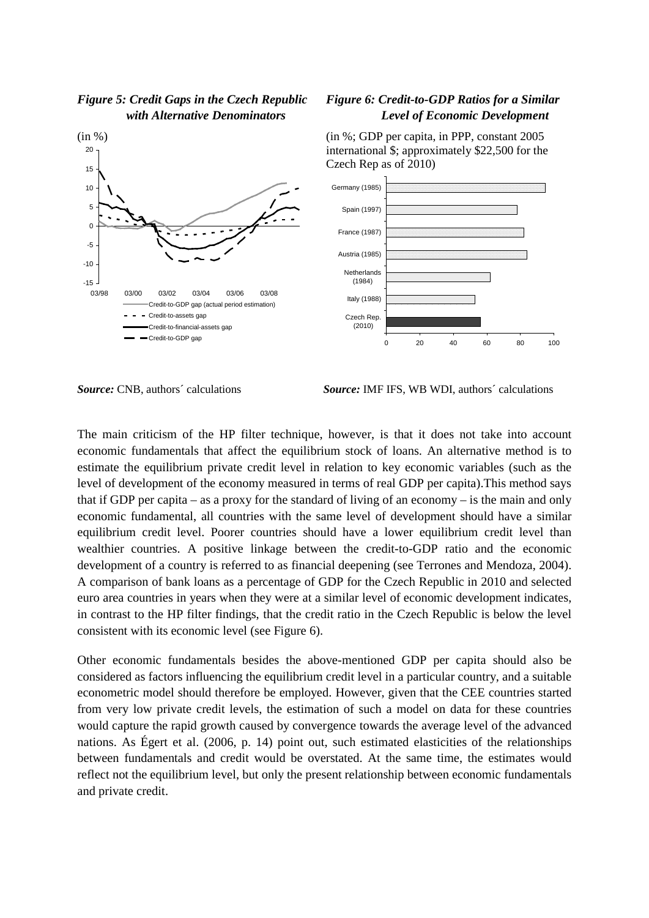*Figure 5: Credit Gaps in the Czech Republic with Alternative Denominators*

(in %)

*Source:* CNB, authors´ calculations

*Figure 6: Credit-to-GDP Ratios for a Similar Level of Economic Development*

(in %; GDP per capita, in PPP, constant 2005 international $; approximately $22,500 for the Czech Rep as of 2010)

*Source:* IMF IFS, WB WDI, authors´ calculations

The main criticism of the HP filter technique, however, is that it does not take into account economic fundamentals that affect the equilibrium stock of loans. An alternative method is to estimate the equilibrium private credit level in relation to key economic variables (such as the level of development of the economy measured in terms of real GDP per capita).This method says that if GDP per capita – as a proxy for the standard of living of an economy – is the main and only economic fundamental, all countries with the same level of development should have a similar equilibrium credit level. Poorer countries should have a lower equilibrium credit level than wealthier countries. A positive linkage between the credit-to-GDP ratio and the economic development of a country is referred to as financial deepening (see Terrones and Mendoza, 2004). A comparison of bank loans as a percentage of GDP for the Czech Republic in 2010 and selected euro area countries in years when they were at a similar level of economic development indicates, in contrast to the HP filter findings, that the credit ratio in the Czech Republic is below the level consistent with its economic level (see Figure 6).

Other economic fundamentals besides the above-mentioned GDP per capita should also be considered as factors influencing the equilibrium credit level in a particular country, and a suitable econometric model should therefore be employed. However, given that the CEE countries started from very low private credit levels, the estimation of such a model on data for these countries would capture the rapid growth caused by convergence towards the average level of the advanced nations. As Égert et al. (2006, p. 14) point out, such estimated elasticities of the relationships between fundamentals and credit would be overstated. At the same time, the estimates would reflect not the equilibrium level, but only the present relationship between economic fundamentals and private credit.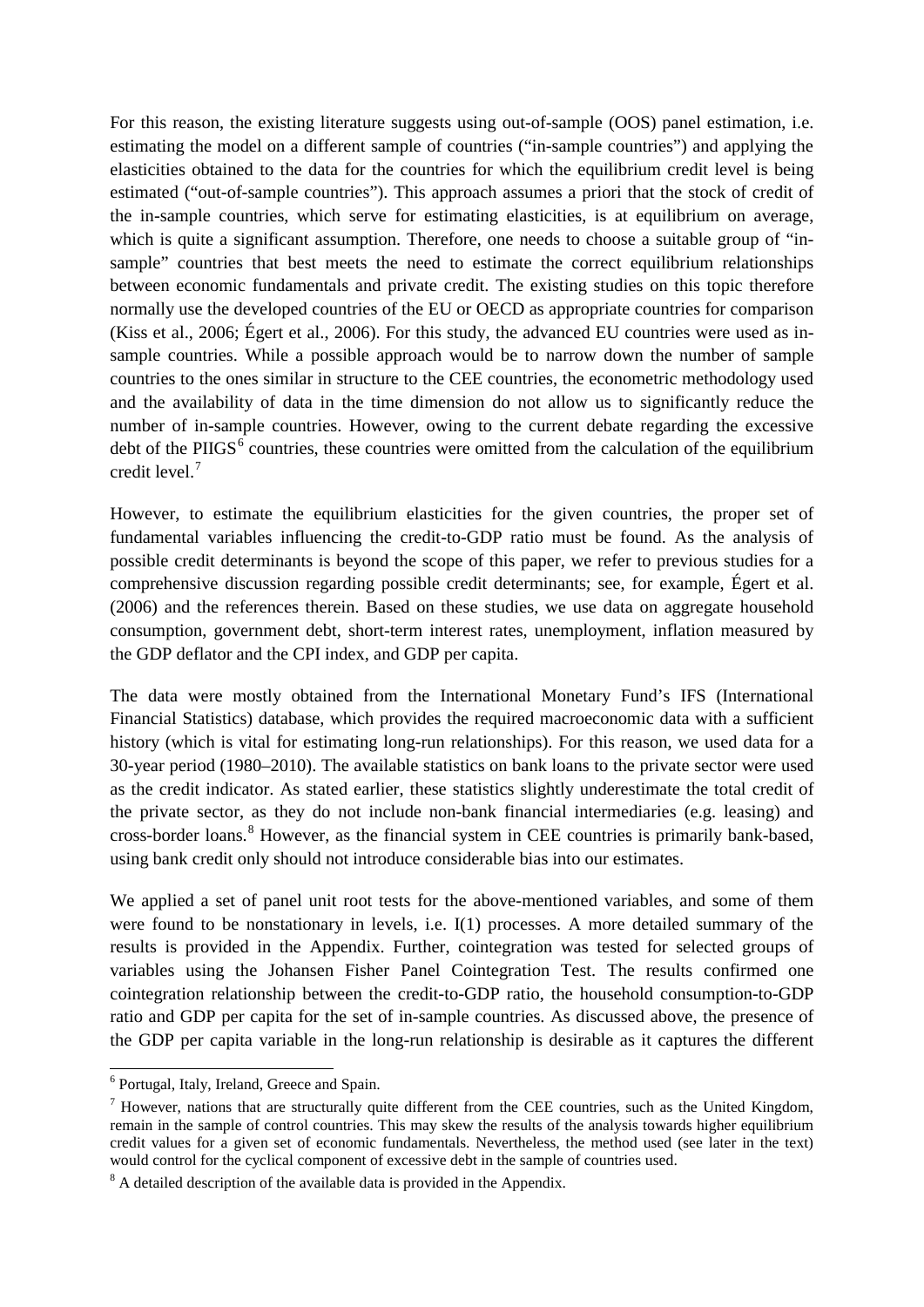For this reason, the existing literature suggests using out-of-sample (OOS) panel estimation, i.e. estimating the model on a different sample of countries ("in-sample countries") and applying the elasticities obtained to the data for the countries for which the equilibrium credit level is being estimated ("out-of-sample countries"). This approach assumes a priori that the stock of credit of the in-sample countries, which serve for estimating elasticities, is at equilibrium on average, which is quite a significant assumption. Therefore, one needs to choose a suitable group of "in-sample" countries that best meets the need to estimate the correct equilibrium relationships between economic fundamentals and private credit. The existing studies on this topic therefore normally use the developed countries of the EU or OECD as appropriate countries for comparison (Kiss et al., 2006; Égert et al., 2006). For this study, the advanced EU countries were used as in-sample countries. While a possible approach would be to narrow down the number of sample countries to the ones similar in structure to the CEE countries, the econometric methodology used and the availability of data in the time dimension do not allow us to significantly reduce the number of in-sample countries. However, owing to the current debate regarding the excessive debt of the PIIGS[6] countries, these countries were omitted from the calculation of the equilibrium credit level.[7]

However, to estimate the equilibrium elasticities for the given countries, the proper set of fundamental variables influencing the credit-to-GDP ratio must be found. As the analysis of possible credit determinants is beyond the scope of this paper, we refer to previous studies for a comprehensive discussion regarding possible credit determinants; see, for example, Égert et al. (2006) and the references therein. Based on these studies, we use data on aggregate household consumption, government debt, short-term interest rates, unemployment, inflation measured by the GDP deflator and the CPI index, and GDP per capita.

The data were mostly obtained from the International Monetary Fund's IFS (International Financial Statistics) database, which provides the required macroeconomic data with a sufficient history (which is vital for estimating long-run relationships). For this reason, we used data for a 30-year period (1980–2010). The available statistics on bank loans to the private sector were used as the credit indicator. As stated earlier, these statistics slightly underestimate the total credit of the private sector, as they do not include non-bank financial intermediaries (e.g. leasing) and cross-border loans.[8] However, as the financial system in CEE countries is primarily bank-based, using bank credit only should not introduce considerable bias into our estimates.

We applied a set of panel unit root tests for the above-mentioned variables, and some of them were found to be nonstationary in levels, i.e. I(1) processes. A more detailed summary of the results is provided in the Appendix. Further, cointegration was tested for selected groups of variables using the Johansen Fisher Panel Cointegration Test. The results confirmed one cointegration relationship between the credit-to-GDP ratio, the household consumption-to-GDP ratio and GDP per capita for the set of in-sample countries. As discussed above, the presence of the GDP per capita variable in the long-run relationship is desirable as it captures the different

---

[6] Portugal, Italy, Ireland, Greece and Spain.

[7] However, nations that are structurally quite different from the CEE countries, such as the United Kingdom, remain in the sample of control countries. This may skew the results of the analysis towards higher equilibrium credit values for a given set of economic fundamentals. Nevertheless, the method used (see later in the text) would control for the cyclical component of excessive debt in the sample of countries used.

[8] A detailed description of the available data is provided in the Appendix.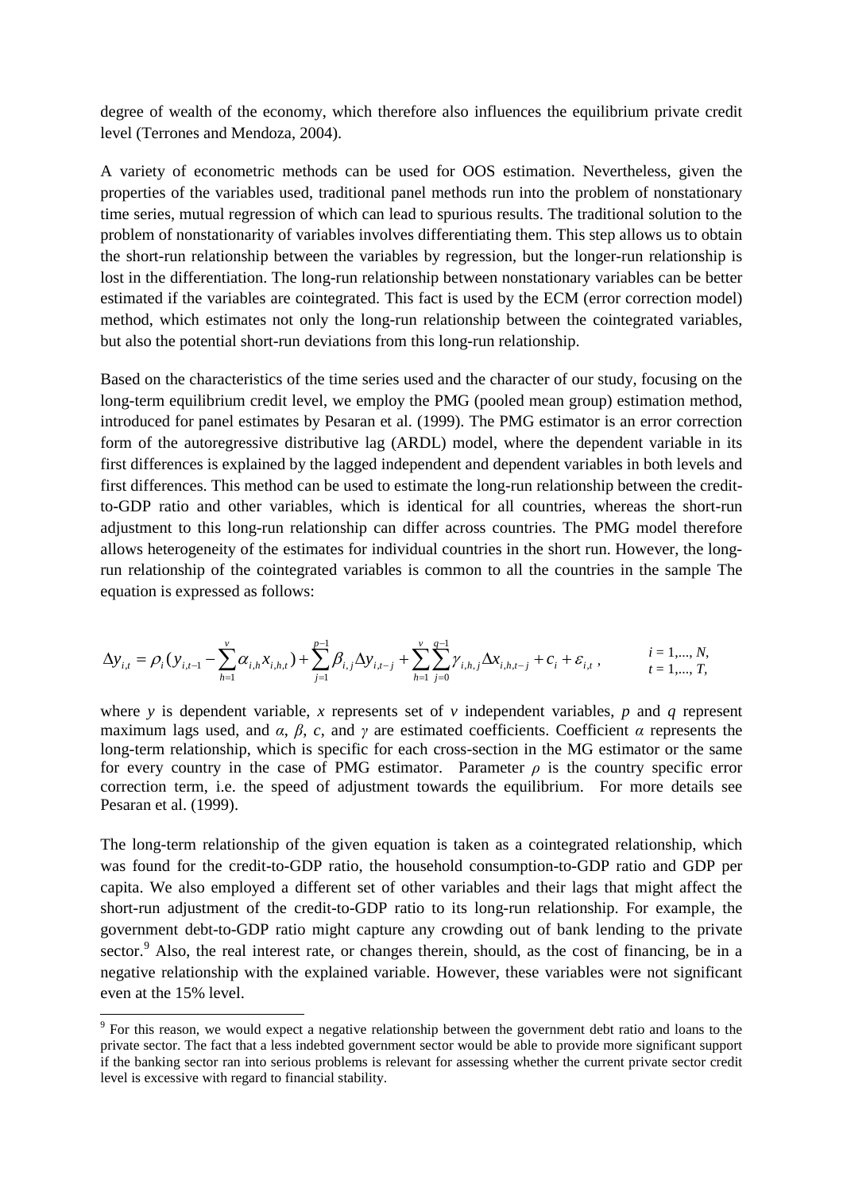degree of wealth of the economy, which therefore also influences the equilibrium private credit level (Terrones and Mendoza, 2004).

A variety of econometric methods can be used for OOS estimation. Nevertheless, given the properties of the variables used, traditional panel methods run into the problem of nonstationary time series, mutual regression of which can lead to spurious results. The traditional solution to the problem of nonstationarity of variables involves differentiating them. This step allows us to obtain the short-run relationship between the variables by regression, but the longer-run relationship is lost in the differentiation. The long-run relationship between nonstationary variables can be better estimated if the variables are cointegrated. This fact is used by the ECM (error correction model) method, which estimates not only the long-run relationship between the cointegrated variables, but also the potential short-run deviations from this long-run relationship.

Based on the characteristics of the time series used and the character of our study, focusing on the long-term equilibrium credit level, we employ the PMG (pooled mean group) estimation method, introduced for panel estimates by Pesaran et al. (1999). The PMG estimator is an error correction form of the autoregressive distributive lag (ARDL) model, where the dependent variable in its first differences is explained by the lagged independent and dependent variables in both levels and first differences. This method can be used to estimate the long-run relationship between the credit-to-GDP ratio and other variables, which is identical for all countries, whereas the short-run adjustment to this long-run relationship can differ across countries. The PMG model therefore allows heterogeneity of the estimates for individual countries in the short run. However, the long-run relationship of the cointegrated variables is common to all the countries in the sample The equation is expressed as follows:

$$\Delta y_{i,t} = \rho_i \left( y_{i,t-1} - \sum_{h=1}^{v} \alpha_{i,h} x_{i,h,t} \right) + \sum_{j=1}^{p-1} \beta_{i,j} \Delta y_{i,t-j} + \sum_{h=1}^{v} \sum_{j=0}^{q-1} \gamma_{i,h,j} \Delta x_{i,h,t-j} + c_i + \varepsilon_{i,t} , \qquad i = 1,..., N, \quad t = 1,..., T,$$

where $y$ is dependent variable, $x$ represents set of $v$ independent variables, $p$ and $q$ represent maximum lags used, and $\alpha$, $\beta$, $c$, and $\gamma$ are estimated coefficients. Coefficient $\alpha$ represents the long-term relationship, which is specific for each cross-section in the MG estimator or the same for every country in the case of PMG estimator. Parameter $\rho$ is the country specific error correction term, i.e. the speed of adjustment towards the equilibrium. For more details see Pesaran et al. (1999).

The long-term relationship of the given equation is taken as a cointegrated relationship, which was found for the credit-to-GDP ratio, the household consumption-to-GDP ratio and GDP per capita. We also employed a different set of other variables and their lags that might affect the short-run adjustment of the credit-to-GDP ratio to its long-run relationship. For example, the government debt-to-GDP ratio might capture any crowding out of bank lending to the private sector.[9] Also, the real interest rate, or changes therein, should, as the cost of financing, be in a negative relationship with the explained variable. However, these variables were not significant even at the 15% level.

[9] For this reason, we would expect a negative relationship between the government debt ratio and loans to the private sector. The fact that a less indebted government sector would be able to provide more significant support if the banking sector ran into serious problems is relevant for assessing whether the current private sector credit level is excessive with regard to financial stability.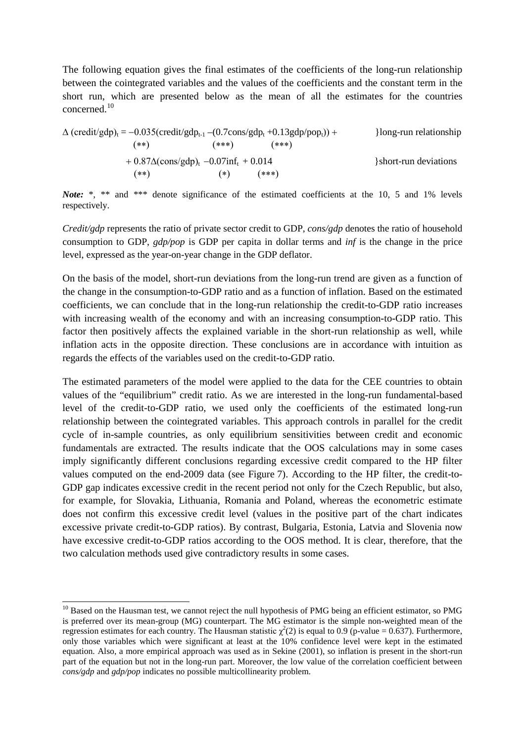The following equation gives the final estimates of the coefficients of the long-run relationship between the cointegrated variables and the values of the coefficients and the constant term in the short run, which are presented below as the mean of all the estimates for the countries concerned.[10]

$$\Delta\,(\text{credit/gdp})_t = \underset{(**)}{-0.035}(\text{credit/gdp}_{t-1} - (\underset{(***)}{0.7}\text{cons/gdp}_t + \underset{(***)}{0.13}\text{gdp/pop}_t)) + \quad \text{\}long-run relationship}$$

$$+ \underset{(**)}{0.87}\Delta(\text{cons/gdp})_t \; \underset{(*)}{-0.07}\text{inf}_t + \underset{(***)}{0.014} \quad \text{\}short-run deviations}$$

***Note:*** *, ** and *** denote significance of the estimated coefficients at the 10, 5 and 1% levels respectively.

*Credit/gdp* represents the ratio of private sector credit to GDP, *cons/gdp* denotes the ratio of household consumption to GDP, *gdp/pop* is GDP per capita in dollar terms and *inf* is the change in the price level, expressed as the year-on-year change in the GDP deflator.

On the basis of the model, short-run deviations from the long-run trend are given as a function of the change in the consumption-to-GDP ratio and as a function of inflation. Based on the estimated coefficients, we can conclude that in the long-run relationship the credit-to-GDP ratio increases with increasing wealth of the economy and with an increasing consumption-to-GDP ratio. This factor then positively affects the explained variable in the short-run relationship as well, while inflation acts in the opposite direction. These conclusions are in accordance with intuition as regards the effects of the variables used on the credit-to-GDP ratio.

The estimated parameters of the model were applied to the data for the CEE countries to obtain values of the "equilibrium" credit ratio. As we are interested in the long-run fundamental-based level of the credit-to-GDP ratio, we used only the coefficients of the estimated long-run relationship between the cointegrated variables. This approach controls in parallel for the credit cycle of in-sample countries, as only equilibrium sensitivities between credit and economic fundamentals are extracted. The results indicate that the OOS calculations may in some cases imply significantly different conclusions regarding excessive credit compared to the HP filter values computed on the end-2009 data (see Figure 7). According to the HP filter, the credit-to-GDP gap indicates excessive credit in the recent period not only for the Czech Republic, but also, for example, for Slovakia, Lithuania, Romania and Poland, whereas the econometric estimate does not confirm this excessive credit level (values in the positive part of the chart indicates excessive private credit-to-GDP ratios). By contrast, Bulgaria, Estonia, Latvia and Slovenia now have excessive credit-to-GDP ratios according to the OOS method. It is clear, therefore, that the two calculation methods used give contradictory results in some cases.

---

[10] Based on the Hausman test, we cannot reject the null hypothesis of PMG being an efficient estimator, so PMG is preferred over its mean-group (MG) counterpart. The MG estimator is the simple non-weighted mean of the regression estimates for each country. The Hausman statistic $\chi^2(2)$ is equal to 0.9 (p-value = 0.637). Furthermore, only those variables which were significant at least at the 10% confidence level were kept in the estimated equation. Also, a more empirical approach was used as in Sekine (2001), so inflation is present in the short-run part of the equation but not in the long-run part. Moreover, the low value of the correlation coefficient between *cons/gdp* and *gdp/pop* indicates no possible multicollinearity problem.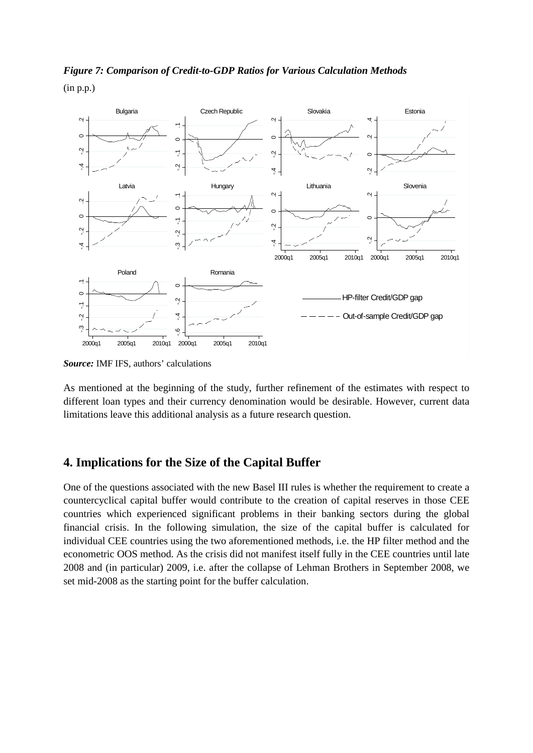***Figure 7: Comparison of Credit-to-GDP Ratios for Various Calculation Methods***

(in p.p.)

***Source:*** IMF IFS, authors' calculations

As mentioned at the beginning of the study, further refinement of the estimates with respect to different loan types and their currency denomination would be desirable. However, current data limitations leave this additional analysis as a future research question.

## 4. Implications for the Size of the Capital Buffer

One of the questions associated with the new Basel III rules is whether the requirement to create a countercyclical capital buffer would contribute to the creation of capital reserves in those CEE countries which experienced significant problems in their banking sectors during the global financial crisis. In the following simulation, the size of the capital buffer is calculated for individual CEE countries using the two aforementioned methods, i.e. the HP filter method and the econometric OOS method. As the crisis did not manifest itself fully in the CEE countries until late 2008 and (in particular) 2009, i.e. after the collapse of Lehman Brothers in September 2008, we set mid-2008 as the starting point for the buffer calculation.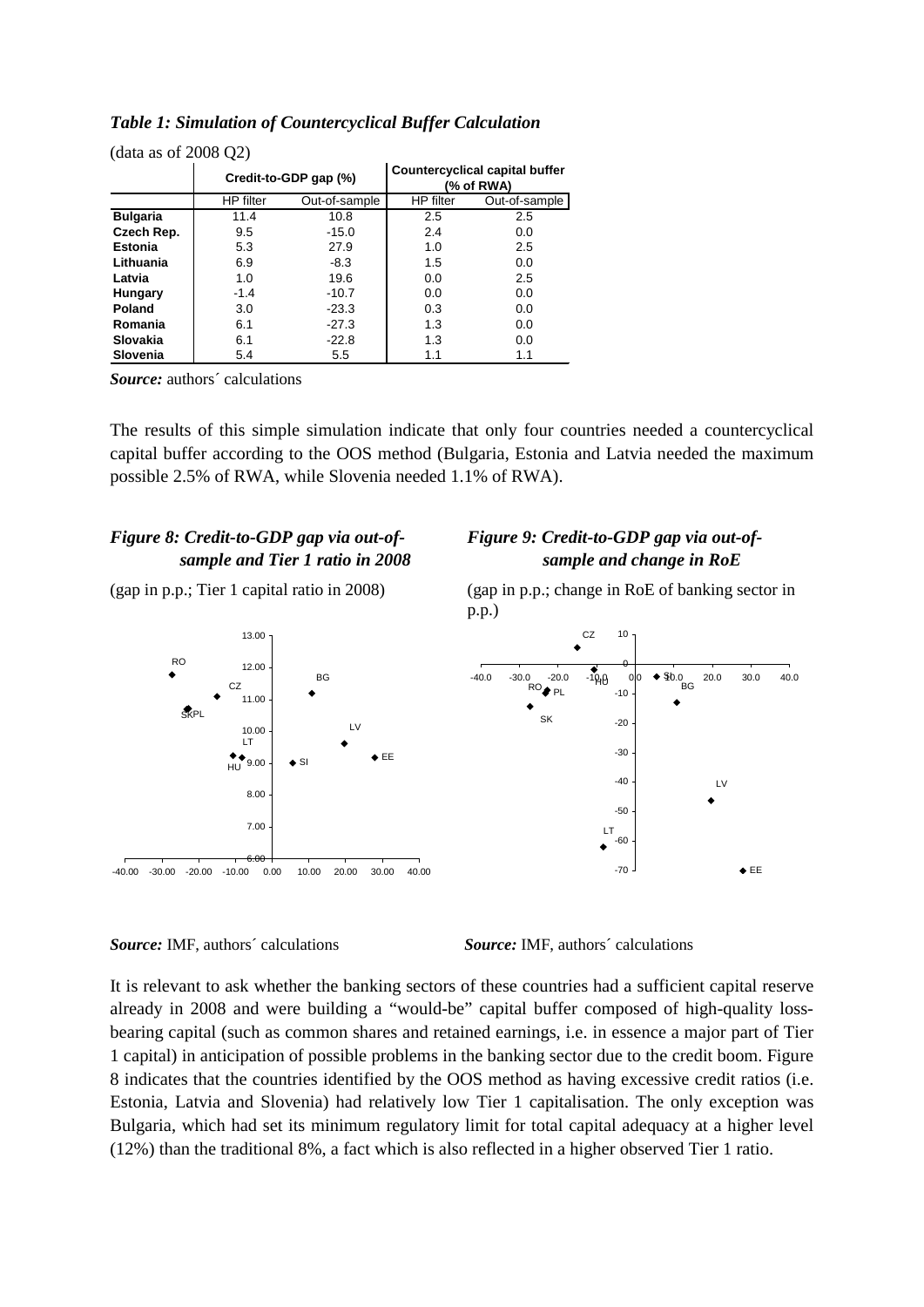*Table 1: Simulation of Countercyclical Buffer Calculation*

(data as of 2008 Q2)

| | Credit-to-GDP gap (%) | | Countercyclical capital buffer (% of RWA) | |
|---|---|---|---|---|
| | HP filter | Out-of-sample | HP filter | Out-of-sample |
| **Bulgaria** | 11.4 | 10.8 | 2.5 | 2.5 |
| **Czech Rep.** | 9.5 | -15.0 | 2.4 | 0.0 |
| **Estonia** | 5.3 | 27.9 | 1.0 | 2.5 |
| **Lithuania** | 6.9 | -8.3 | 1.5 | 0.0 |
| **Latvia** | 1.0 | 19.6 | 0.0 | 2.5 |
| **Hungary** | -1.4 | -10.7 | 0.0 | 0.0 |
| **Poland** | 3.0 | -23.3 | 0.3 | 0.0 |
| **Romania** | 6.1 | -27.3 | 1.3 | 0.0 |
| **Slovakia** | 6.1 | -22.8 | 1.3 | 0.0 |
| **Slovenia** | 5.4 | 5.5 | 1.1 | 1.1 |

***Source:*** authors´ calculations

The results of this simple simulation indicate that only four countries needed a countercyclical capital buffer according to the OOS method (Bulgaria, Estonia and Latvia needed the maximum possible 2.5% of RWA, while Slovenia needed 1.1% of RWA).

***Figure 8: Credit-to-GDP gap via out-of-sample and Tier 1 ratio in 2008***

(gap in p.p.; Tier 1 capital ratio in 2008)

***Source:*** IMF, authors´ calculations

***Figure 9: Credit-to-GDP gap via out-of-sample and change in RoE***

(gap in p.p.; change in RoE of banking sector in p.p.)

***Source:*** IMF, authors´ calculations

It is relevant to ask whether the banking sectors of these countries had a sufficient capital reserve already in 2008 and were building a "would-be" capital buffer composed of high-quality loss-bearing capital (such as common shares and retained earnings, i.e. in essence a major part of Tier 1 capital) in anticipation of possible problems in the banking sector due to the credit boom. Figure 8 indicates that the countries identified by the OOS method as having excessive credit ratios (i.e. Estonia, Latvia and Slovenia) had relatively low Tier 1 capitalisation. The only exception was Bulgaria, which had set its minimum regulatory limit for total capital adequacy at a higher level (12%) than the traditional 8%, a fact which is also reflected in a higher observed Tier 1 ratio.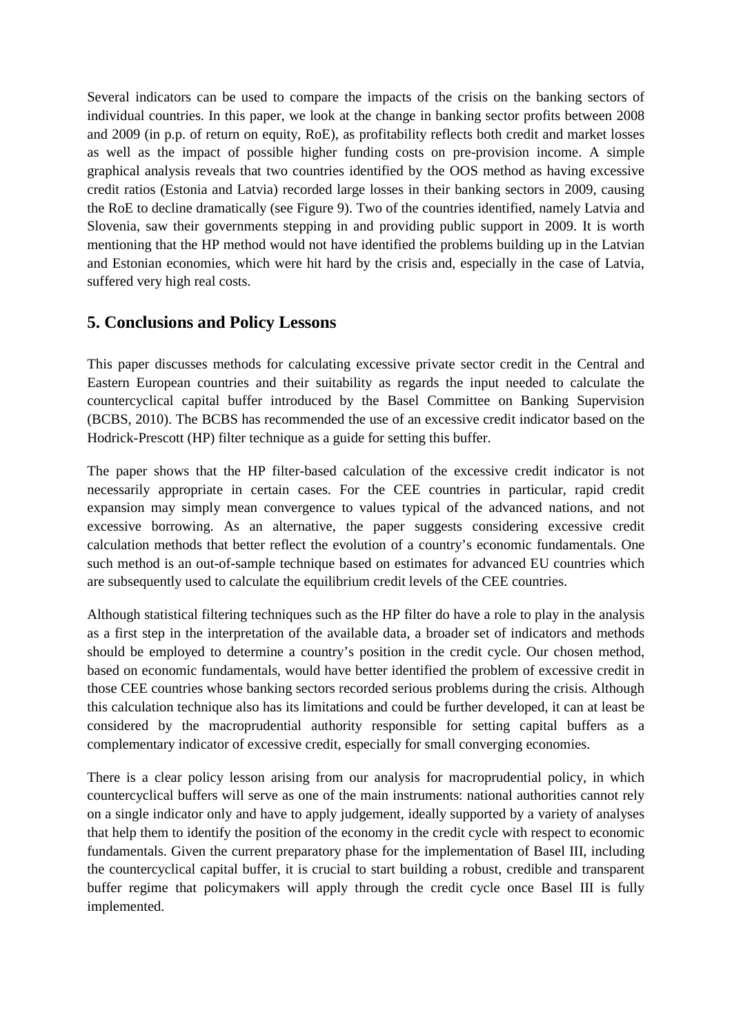Several indicators can be used to compare the impacts of the crisis on the banking sectors of individual countries. In this paper, we look at the change in banking sector profits between 2008 and 2009 (in p.p. of return on equity, RoE), as profitability reflects both credit and market losses as well as the impact of possible higher funding costs on pre-provision income. A simple graphical analysis reveals that two countries identified by the OOS method as having excessive credit ratios (Estonia and Latvia) recorded large losses in their banking sectors in 2009, causing the RoE to decline dramatically (see Figure 9). Two of the countries identified, namely Latvia and Slovenia, saw their governments stepping in and providing public support in 2009. It is worth mentioning that the HP method would not have identified the problems building up in the Latvian and Estonian economies, which were hit hard by the crisis and, especially in the case of Latvia, suffered very high real costs.

## 5. Conclusions and Policy Lessons

This paper discusses methods for calculating excessive private sector credit in the Central and Eastern European countries and their suitability as regards the input needed to calculate the countercyclical capital buffer introduced by the Basel Committee on Banking Supervision (BCBS, 2010). The BCBS has recommended the use of an excessive credit indicator based on the Hodrick-Prescott (HP) filter technique as a guide for setting this buffer.

The paper shows that the HP filter-based calculation of the excessive credit indicator is not necessarily appropriate in certain cases. For the CEE countries in particular, rapid credit expansion may simply mean convergence to values typical of the advanced nations, and not excessive borrowing. As an alternative, the paper suggests considering excessive credit calculation methods that better reflect the evolution of a country's economic fundamentals. One such method is an out-of-sample technique based on estimates for advanced EU countries which are subsequently used to calculate the equilibrium credit levels of the CEE countries.

Although statistical filtering techniques such as the HP filter do have a role to play in the analysis as a first step in the interpretation of the available data, a broader set of indicators and methods should be employed to determine a country's position in the credit cycle. Our chosen method, based on economic fundamentals, would have better identified the problem of excessive credit in those CEE countries whose banking sectors recorded serious problems during the crisis. Although this calculation technique also has its limitations and could be further developed, it can at least be considered by the macroprudential authority responsible for setting capital buffers as a complementary indicator of excessive credit, especially for small converging economies.

There is a clear policy lesson arising from our analysis for macroprudential policy, in which countercyclical buffers will serve as one of the main instruments: national authorities cannot rely on a single indicator only and have to apply judgement, ideally supported by a variety of analyses that help them to identify the position of the economy in the credit cycle with respect to economic fundamentals. Given the current preparatory phase for the implementation of Basel III, including the countercyclical capital buffer, it is crucial to start building a robust, credible and transparent buffer regime that policymakers will apply through the credit cycle once Basel III is fully implemented.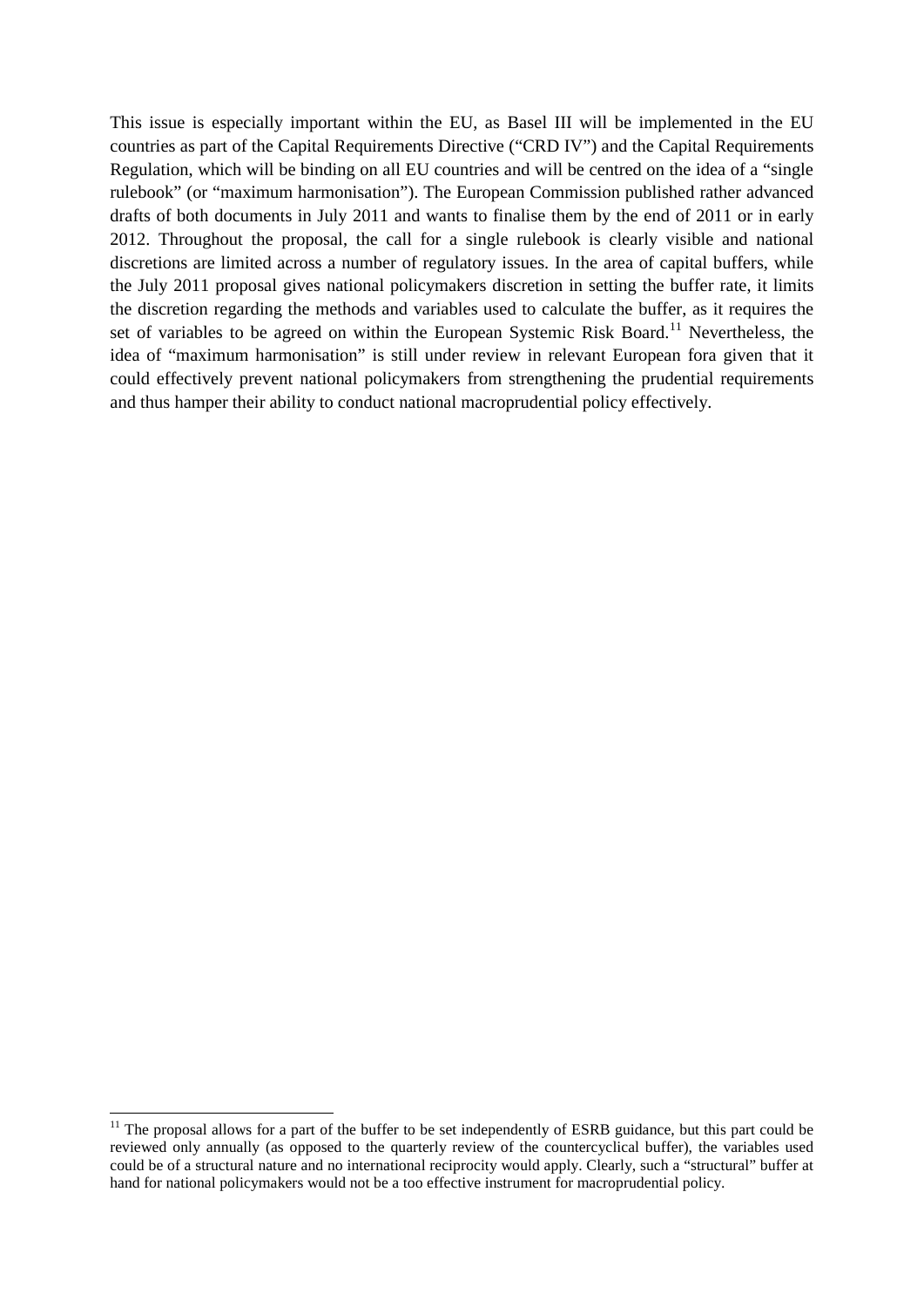This issue is especially important within the EU, as Basel III will be implemented in the EU countries as part of the Capital Requirements Directive ("CRD IV") and the Capital Requirements Regulation, which will be binding on all EU countries and will be centred on the idea of a "single rulebook" (or "maximum harmonisation"). The European Commission published rather advanced drafts of both documents in July 2011 and wants to finalise them by the end of 2011 or in early 2012. Throughout the proposal, the call for a single rulebook is clearly visible and national discretions are limited across a number of regulatory issues. In the area of capital buffers, while the July 2011 proposal gives national policymakers discretion in setting the buffer rate, it limits the discretion regarding the methods and variables used to calculate the buffer, as it requires the set of variables to be agreed on within the European Systemic Risk Board.[11] Nevertheless, the idea of "maximum harmonisation" is still under review in relevant European fora given that it could effectively prevent national policymakers from strengthening the prudential requirements and thus hamper their ability to conduct national macroprudential policy effectively.

---

[11] The proposal allows for a part of the buffer to be set independently of ESRB guidance, but this part could be reviewed only annually (as opposed to the quarterly review of the countercyclical buffer), the variables used could be of a structural nature and no international reciprocity would apply. Clearly, such a "structural" buffer at hand for national policymakers would not be a too effective instrument for macroprudential policy.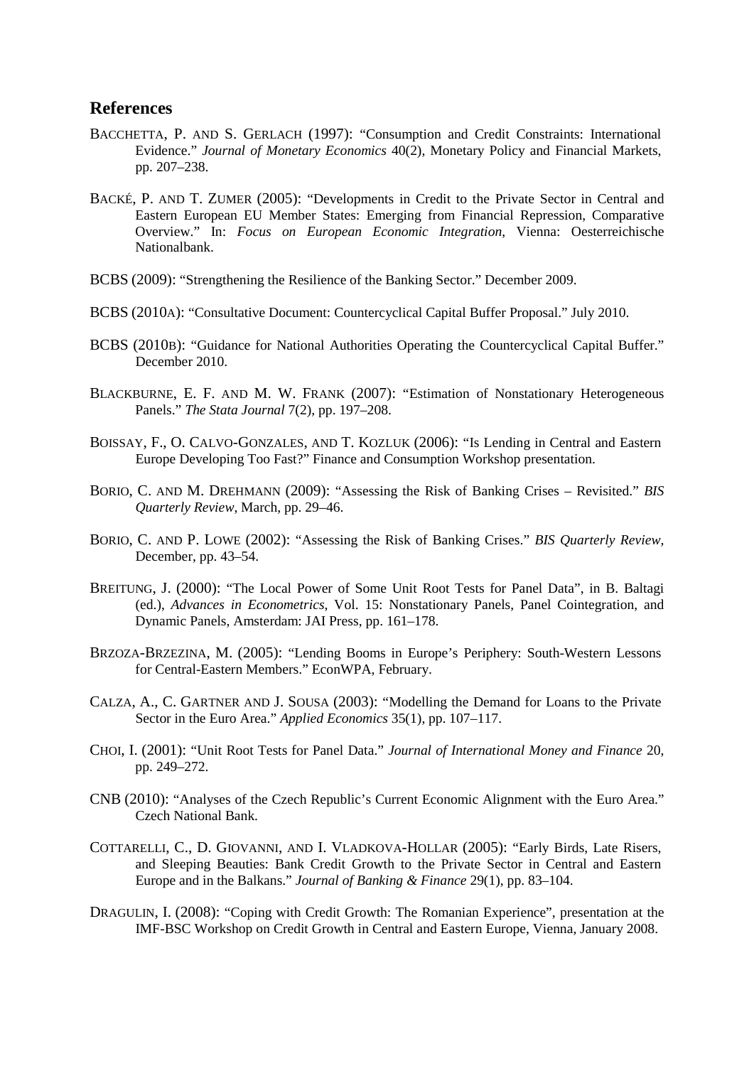## References

BACCHETTA, P. AND S. GERLACH (1997): "Consumption and Credit Constraints: International Evidence." *Journal of Monetary Economics* 40(2), Monetary Policy and Financial Markets, pp. 207–238.

BACKÉ, P. AND T. ZUMER (2005): "Developments in Credit to the Private Sector in Central and Eastern European EU Member States: Emerging from Financial Repression, Comparative Overview." In: *Focus on European Economic Integration*, Vienna: Oesterreichische Nationalbank.

BCBS (2009): "Strengthening the Resilience of the Banking Sector." December 2009.

BCBS (2010A): "Consultative Document: Countercyclical Capital Buffer Proposal." July 2010.

BCBS (2010B): "Guidance for National Authorities Operating the Countercyclical Capital Buffer." December 2010.

BLACKBURNE, E. F. AND M. W. FRANK (2007): "Estimation of Nonstationary Heterogeneous Panels." *The Stata Journal* 7(2), pp. 197–208.

BOISSAY, F., O. CALVO-GONZALES, AND T. KOZLUK (2006): "Is Lending in Central and Eastern Europe Developing Too Fast?" Finance and Consumption Workshop presentation.

BORIO, C. AND M. DREHMANN (2009): "Assessing the Risk of Banking Crises – Revisited." *BIS Quarterly Review*, March, pp. 29–46.

BORIO, C. AND P. LOWE (2002): "Assessing the Risk of Banking Crises." *BIS Quarterly Review*, December, pp. 43–54.

BREITUNG, J. (2000): "The Local Power of Some Unit Root Tests for Panel Data", in B. Baltagi (ed.), *Advances in Econometrics*, Vol. 15: Nonstationary Panels, Panel Cointegration, and Dynamic Panels, Amsterdam: JAI Press, pp. 161–178.

BRZOZA-BRZEZINA, M. (2005): "Lending Booms in Europe's Periphery: South-Western Lessons for Central-Eastern Members." EconWPA, February.

CALZA, A., C. GARTNER AND J. SOUSA (2003): "Modelling the Demand for Loans to the Private Sector in the Euro Area." *Applied Economics* 35(1), pp. 107–117.

CHOI, I. (2001): "Unit Root Tests for Panel Data." *Journal of International Money and Finance* 20, pp. 249–272.

CNB (2010): "Analyses of the Czech Republic's Current Economic Alignment with the Euro Area." Czech National Bank.

COTTARELLI, C., D. GIOVANNI, AND I. VLADKOVA-HOLLAR (2005): "Early Birds, Late Risers, and Sleeping Beauties: Bank Credit Growth to the Private Sector in Central and Eastern Europe and in the Balkans." *Journal of Banking & Finance* 29(1), pp. 83–104.

DRAGULIN, I. (2008): "Coping with Credit Growth: The Romanian Experience", presentation at the IMF-BSC Workshop on Credit Growth in Central and Eastern Europe, Vienna, January 2008.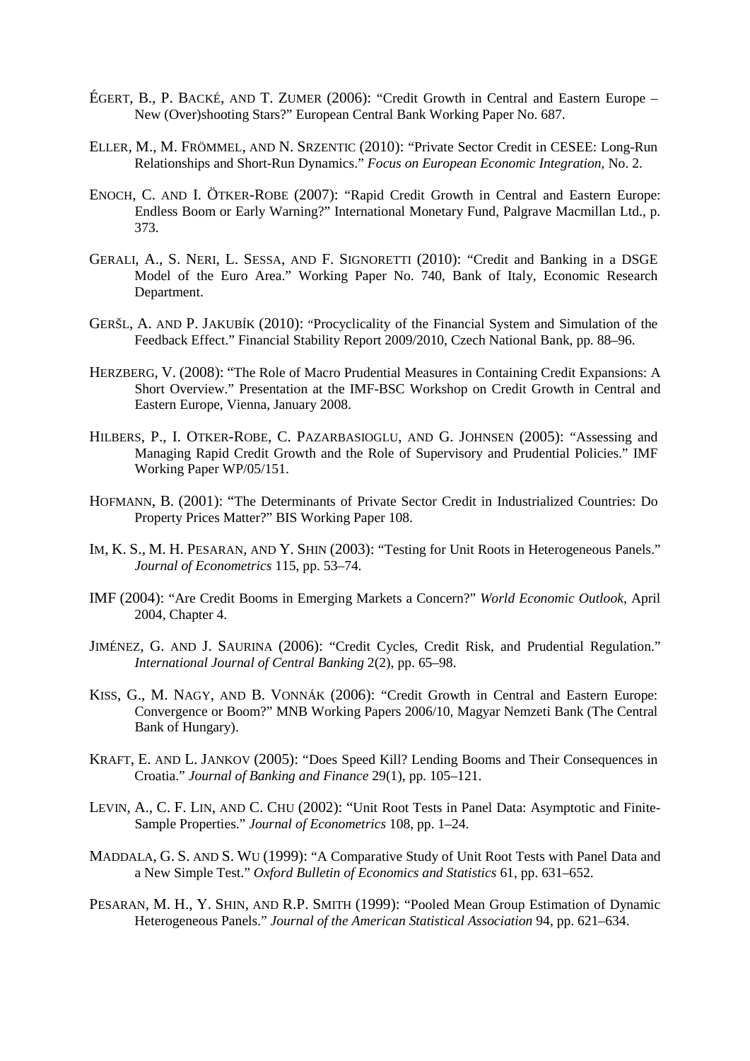ÉGERT, B., P. BACKÉ, AND T. ZUMER (2006): "Credit Growth in Central and Eastern Europe – New (Over)shooting Stars?" European Central Bank Working Paper No. 687.

ELLER, M., M. FRÖMMEL, AND N. SRZENTIC (2010): "Private Sector Credit in CESEE: Long-Run Relationships and Short-Run Dynamics." *Focus on European Economic Integration*, No. 2.

ENOCH, C. AND I. ÖTKER-ROBE (2007): "Rapid Credit Growth in Central and Eastern Europe: Endless Boom or Early Warning?" International Monetary Fund, Palgrave Macmillan Ltd., p. 373.

GERALI, A., S. NERI, L. SESSA, AND F. SIGNORETTI (2010): "Credit and Banking in a DSGE Model of the Euro Area." Working Paper No. 740, Bank of Italy, Economic Research Department.

GERŠL, A. AND P. JAKUBÍK (2010): "Procyclicality of the Financial System and Simulation of the Feedback Effect." Financial Stability Report 2009/2010, Czech National Bank, pp. 88–96.

HERZBERG, V. (2008): "The Role of Macro Prudential Measures in Containing Credit Expansions: A Short Overview." Presentation at the IMF-BSC Workshop on Credit Growth in Central and Eastern Europe, Vienna, January 2008.

HILBERS, P., I. OTKER-ROBE, C. PAZARBASIOGLU, AND G. JOHNSEN (2005): "Assessing and Managing Rapid Credit Growth and the Role of Supervisory and Prudential Policies." IMF Working Paper WP/05/151.

HOFMANN, B. (2001): "The Determinants of Private Sector Credit in Industrialized Countries: Do Property Prices Matter?" BIS Working Paper 108.

IM, K. S., M. H. PESARAN, AND Y. SHIN (2003): "Testing for Unit Roots in Heterogeneous Panels." *Journal of Econometrics* 115, pp. 53–74.

IMF (2004): "Are Credit Booms in Emerging Markets a Concern?" *World Economic Outlook*, April 2004, Chapter 4.

JIMÉNEZ, G. AND J. SAURINA (2006): "Credit Cycles, Credit Risk, and Prudential Regulation." *International Journal of Central Banking* 2(2), pp. 65–98.

KISS, G., M. NAGY, AND B. VONNÁK (2006): "Credit Growth in Central and Eastern Europe: Convergence or Boom?" MNB Working Papers 2006/10, Magyar Nemzeti Bank (The Central Bank of Hungary).

KRAFT, E. AND L. JANKOV (2005): "Does Speed Kill? Lending Booms and Their Consequences in Croatia." *Journal of Banking and Finance* 29(1), pp. 105–121.

LEVIN, A., C. F. LIN, AND C. CHU (2002): "Unit Root Tests in Panel Data: Asymptotic and Finite-Sample Properties." *Journal of Econometrics* 108, pp. 1–24.

MADDALA, G. S. AND S. WU (1999): "A Comparative Study of Unit Root Tests with Panel Data and a New Simple Test." *Oxford Bulletin of Economics and Statistics* 61, pp. 631–652.

PESARAN, M. H., Y. SHIN, AND R.P. SMITH (1999): "Pooled Mean Group Estimation of Dynamic Heterogeneous Panels." *Journal of the American Statistical Association* 94, pp. 621–634.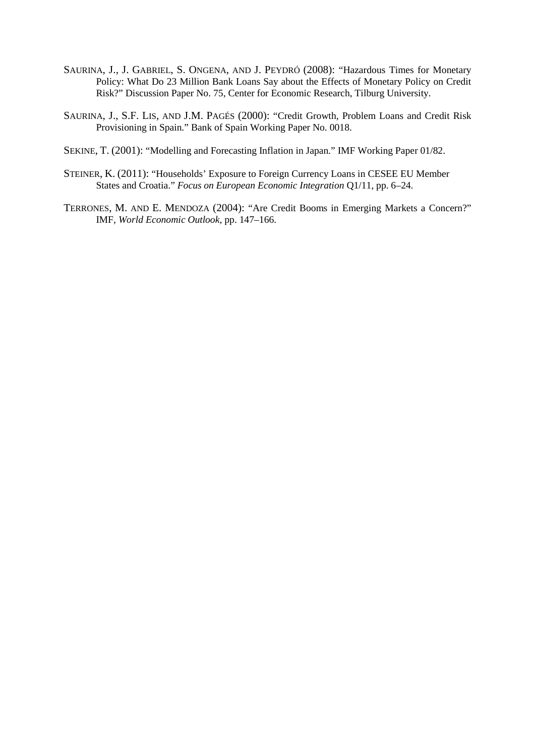SAURINA, J., J. GABRIEL, S. ONGENA, AND J. PEYDRÓ (2008): "Hazardous Times for Monetary Policy: What Do 23 Million Bank Loans Say about the Effects of Monetary Policy on Credit Risk?" Discussion Paper No. 75, Center for Economic Research, Tilburg University.

SAURINA, J., S.F. LIS, AND J.M. PAGÉS (2000): "Credit Growth, Problem Loans and Credit Risk Provisioning in Spain." Bank of Spain Working Paper No. 0018.

SEKINE, T. (2001): "Modelling and Forecasting Inflation in Japan." IMF Working Paper 01/82.

STEINER, K. (2011): "Households' Exposure to Foreign Currency Loans in CESEE EU Member States and Croatia." *Focus on European Economic Integration* Q1/11, pp. 6–24.

TERRONES, M. AND E. MENDOZA (2004): "Are Credit Booms in Emerging Markets a Concern?" IMF, *World Economic Outlook*, pp. 147–166.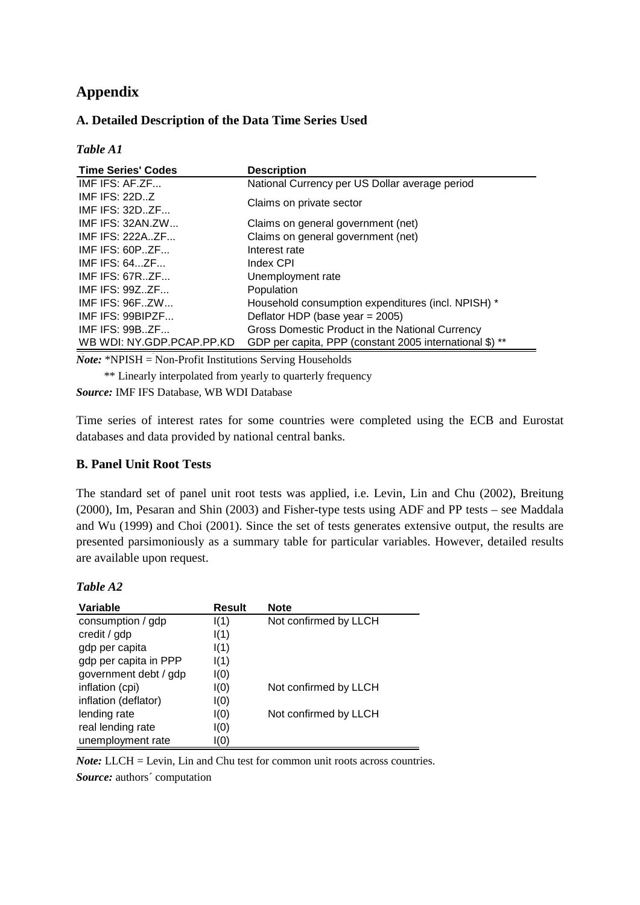# Appendix

## A. Detailed Description of the Data Time Series Used

*Table A1*

| Time Series' Codes | Description |
|---|---|
| IMF IFS: AF.ZF... | National Currency per US Dollar average period |
| IMF IFS: 22D..Z<br>IMF IFS: 32D..ZF... | Claims on private sector |
| IMF IFS: 32AN.ZW... | Claims on general government (net) |
| IMF IFS: 222A..ZF... | Claims on general government (net) |
| IMF IFS: 60P..ZF... | Interest rate |
| IMF IFS: 64...ZF... | Index CPI |
| IMF IFS: 67R..ZF... | Unemployment rate |
| IMF IFS: 99Z..ZF... | Population |
| IMF IFS: 96F..ZW... | Household consumption expenditures (incl. NPISH) * |
| IMF IFS: 99BIPZF... | Deflator HDP (base year = 2005) |
| IMF IFS: 99B..ZF... | Gross Domestic Product in the National Currency |
| WB WDI: NY.GDP.PCAP.PP.KD | GDP per capita, PPP (constant 2005 international $) ** |

***Note:*** *NPISH = Non-Profit Institutions Serving Households

** Linearly interpolated from yearly to quarterly frequency

***Source:*** IMF IFS Database, WB WDI Database

Time series of interest rates for some countries were completed using the ECB and Eurostat databases and data provided by national central banks.

## B. Panel Unit Root Tests

The standard set of panel unit root tests was applied, i.e. Levin, Lin and Chu (2002), Breitung (2000), Im, Pesaran and Shin (2003) and Fisher-type tests using ADF and PP tests – see Maddala and Wu (1999) and Choi (2001). Since the set of tests generates extensive output, the results are presented parsimoniously as a summary table for particular variables. However, detailed results are available upon request.

*Table A2*

| Variable | Result | Note |
|---|---|---|
| consumption / gdp | I(1) | Not confirmed by LLCH |
| credit / gdp | I(1) | |
| gdp per capita | I(1) | |
| gdp per capita in PPP | I(1) | |
| government debt / gdp | I(0) | |
| inflation (cpi) | I(0) | Not confirmed by LLCH |
| inflation (deflator) | I(0) | |
| lending rate | I(0) | Not confirmed by LLCH |
| real lending rate | I(0) | |
| unemployment rate | I(0) | |

***Note:*** LLCH = Levin, Lin and Chu test for common unit roots across countries.

***Source:*** authors´ computation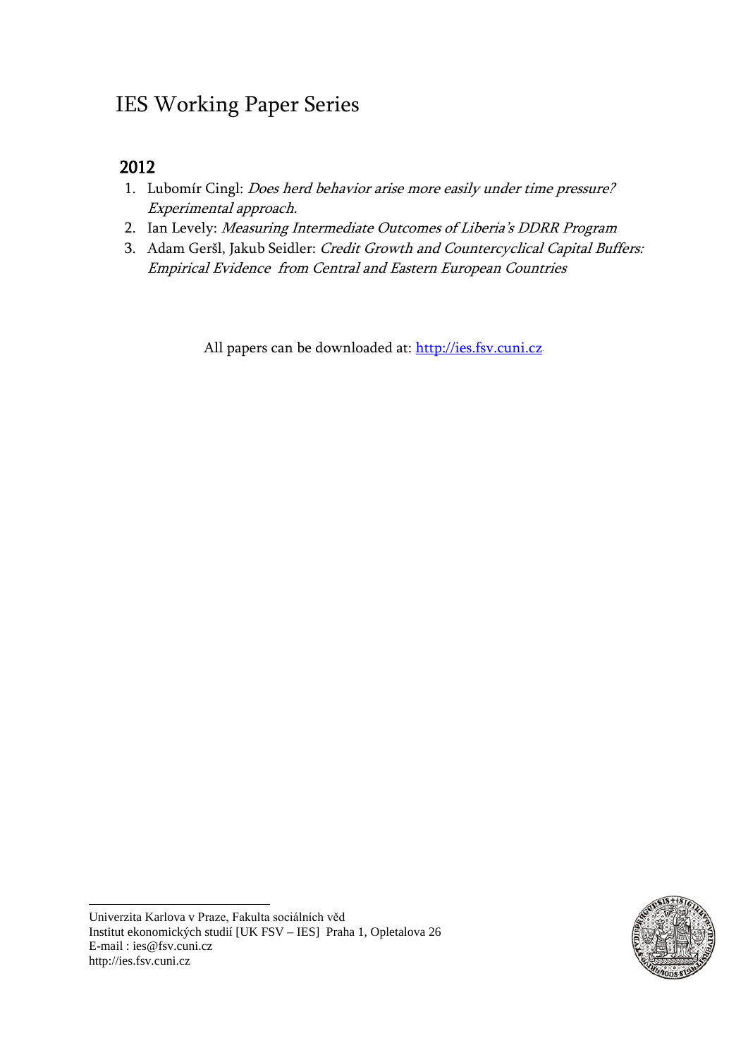# IES Working Paper Series

## 2012

1. Lubomír Cingl: *Does herd behavior arise more easily under time pressure? Experimental approach.*
2. Ian Levely: *Measuring Intermediate Outcomes of Liberia's DDRR Program*
3. Adam Geršl, Jakub Seidler: *Credit Growth and Countercyclical Capital Buffers: Empirical Evidence from Central and Eastern European Countries*

All papers can be downloaded at: http://ies.fsv.cuni.cz

Univerzita Karlova v Praze, Fakulta sociálních věd
Institut ekonomických studií [UK FSV – IES] Praha 1, Opletalova 26
E-mail : ies@fsv.cuni.cz
http://ies.fsv.cuni.cz